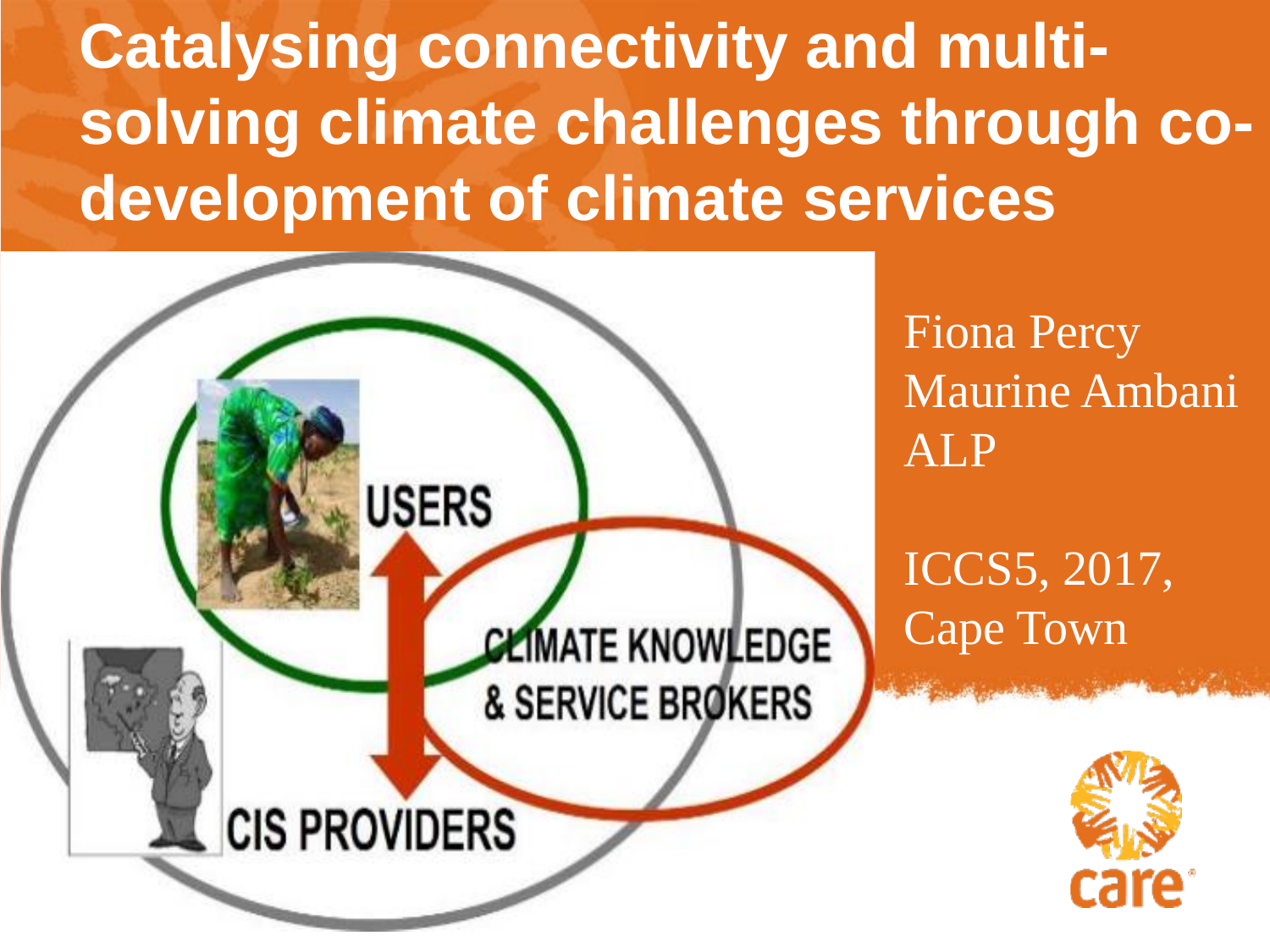# Catalysing connectivity and multi-solving climate challenges through co-development of climate services

USERS

CLIMATE KNOWLEDGE & SERVICE BROKERS

CIS PROVIDERS

Fiona Percy
Maurine Ambani
ALP

ICCS5, 2017, Cape Town

care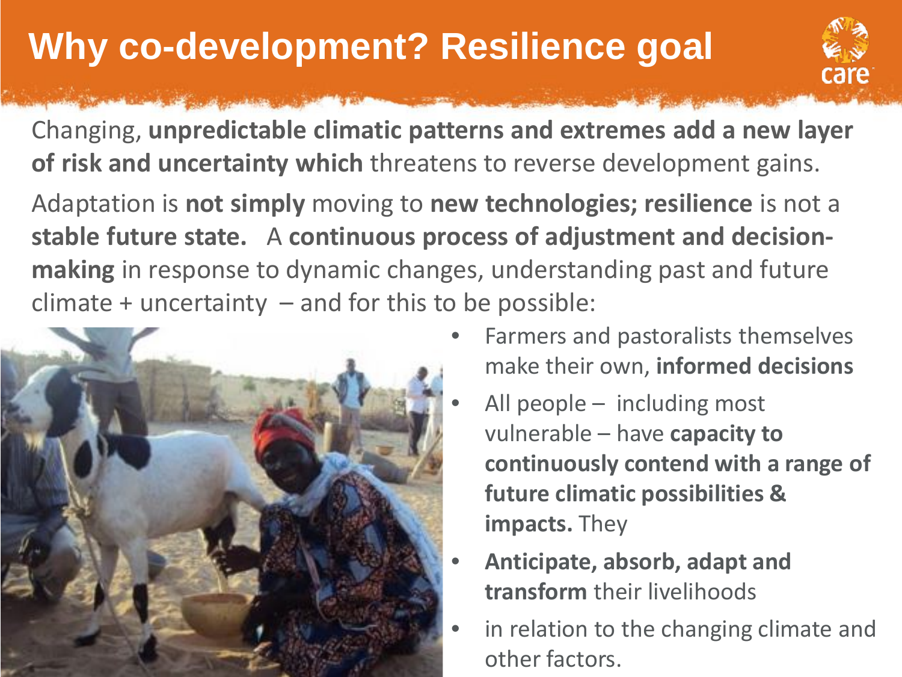# Why co-development? Resilience goal

Changing, **unpredictable climatic patterns and extremes add a new layer of risk and uncertainty which** threatens to reverse development gains.

Adaptation is **not simply** moving to **new technologies; resilience** is not a **stable future state.** A **continuous process of adjustment and decision-making** in response to dynamic changes, understanding past and future climate + uncertainty – and for this to be possible:

- Farmers and pastoralists themselves make their own, **informed decisions**
- All people – including most vulnerable – have **capacity to continuously contend with a range of future climatic possibilities & impacts.** They
- **Anticipate, absorb, adapt and transform** their livelihoods
- in relation to the changing climate and other factors.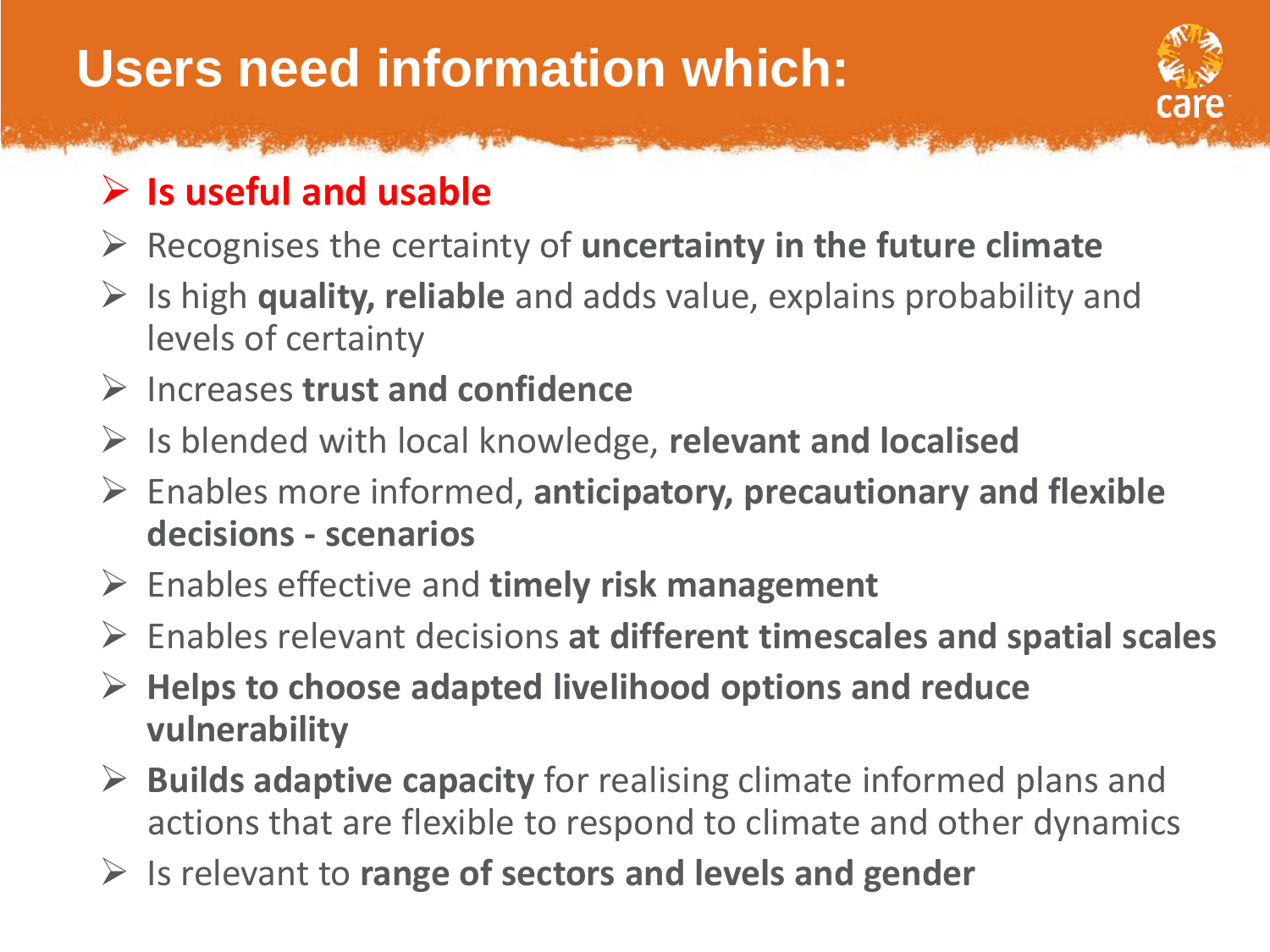# Users need information which:

- **Is useful and usable**
- Recognises the certainty of **uncertainty in the future climate**
- Is high **quality, reliable** and adds value, explains probability and levels of certainty
- Increases **trust and confidence**
- Is blended with local knowledge, **relevant and localised**
- Enables more informed, **anticipatory, precautionary and flexible decisions - scenarios**
- Enables effective and **timely risk management**
- Enables relevant decisions **at different timescales and spatial scales**
- **Helps to choose adapted livelihood options and reduce vulnerability**
- **Builds adaptive capacity** for realising climate informed plans and actions that are flexible to respond to climate and other dynamics
- Is relevant to **range of sectors and levels and gender**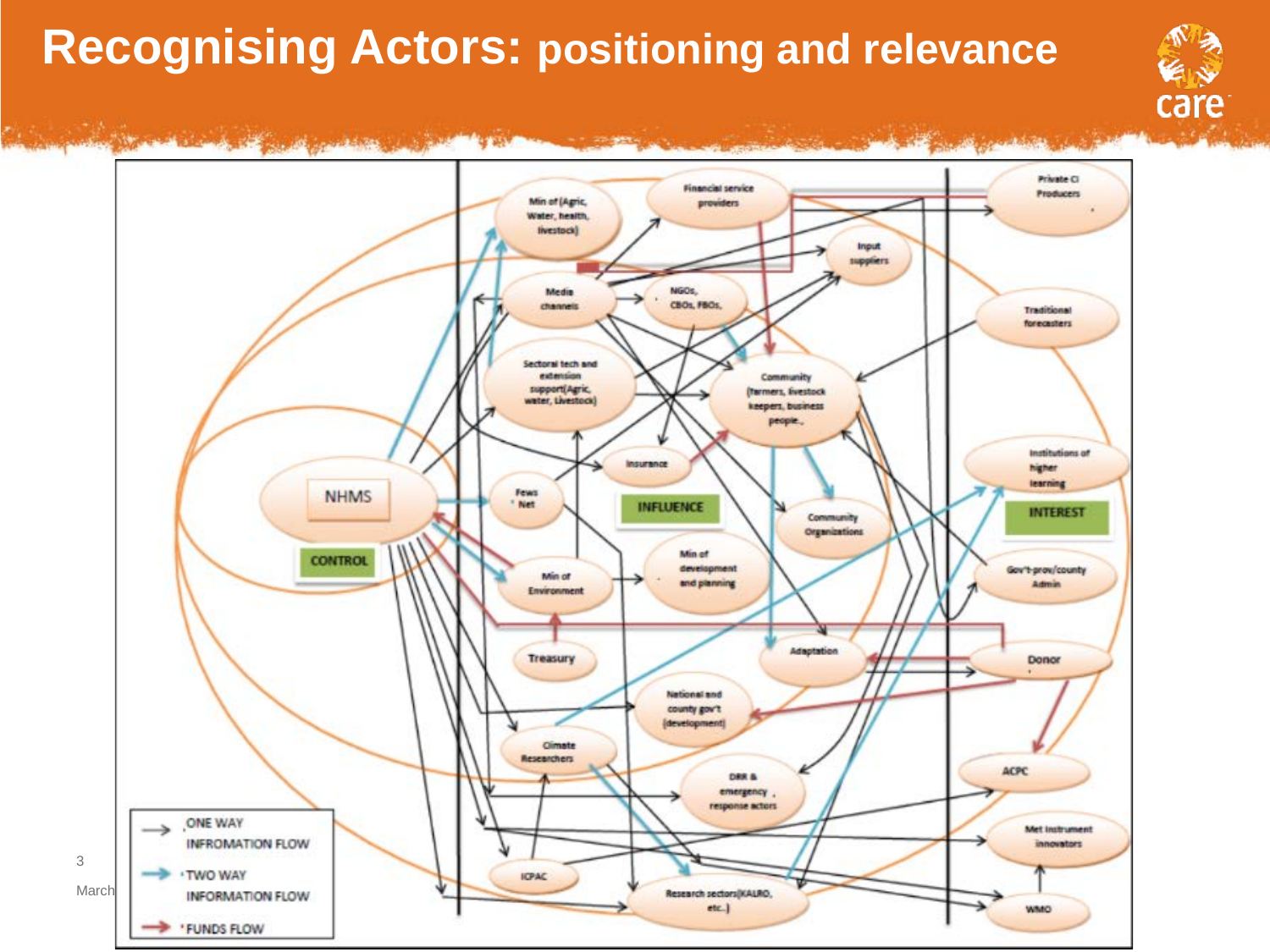# Recognising Actors: positioning and relevance

CONTROL

INFLUENCE

INTEREST

NHMS

Min of (Agric, Water, health, livestock)

Financial service providers

Private CI Producers

Input suppliers

Media channels

NGOs, CBOs, FBOs,

Traditional forecasters

Sectoral tech and extension support(Agric, water, Livestock)

Community (farmers, livestock keepers, business people.,

Insurance

Fews Net

Institutions of higher learning

Community Organizations

Min of Environment

Min of development and planning

Gov't-prov/county Admin

Treasury

Adaptation

Donor

National and county gov't (development)

Climate Researchers

ACPC

DRR & emergency response actors

Met instrument innovators

ICPAC

Research sectors(KALRO, etc..)

WMO

ONE WAY INFROMATION FLOW

TWO WAY INFORMATION FLOW

FUNDS FLOW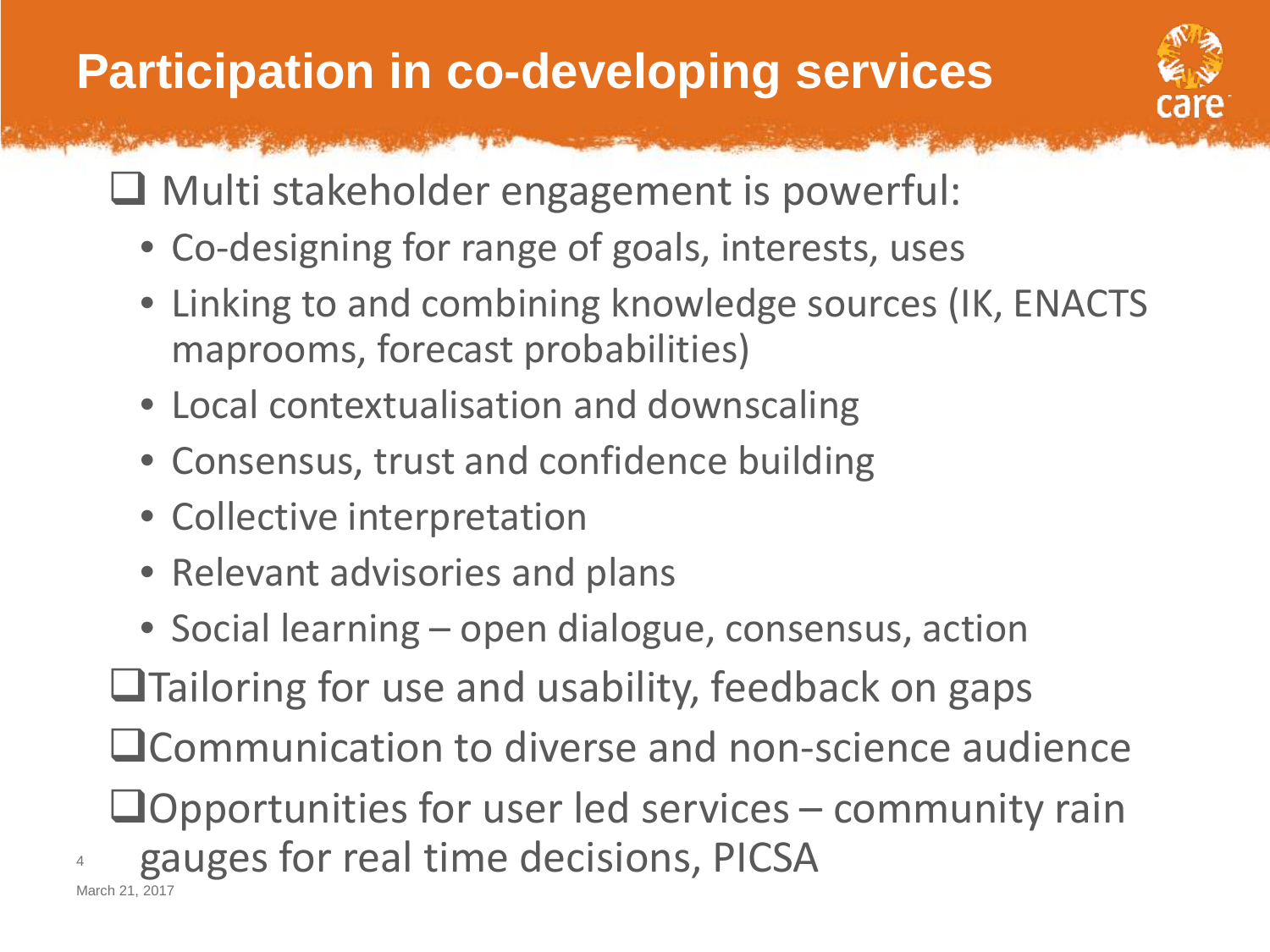# Participation in co-developing services

- Multi stakeholder engagement is powerful:
  - Co-designing for range of goals, interests, uses
  - Linking to and combining knowledge sources (IK, ENACTS maprooms, forecast probabilities)
  - Local contextualisation and downscaling
  - Consensus, trust and confidence building
  - Collective interpretation
  - Relevant advisories and plans
  - Social learning – open dialogue, consensus, action
- Tailoring for use and usability, feedback on gaps
- Communication to diverse and non-science audience
- Opportunities for user led services – community rain gauges for real time decisions, PICSA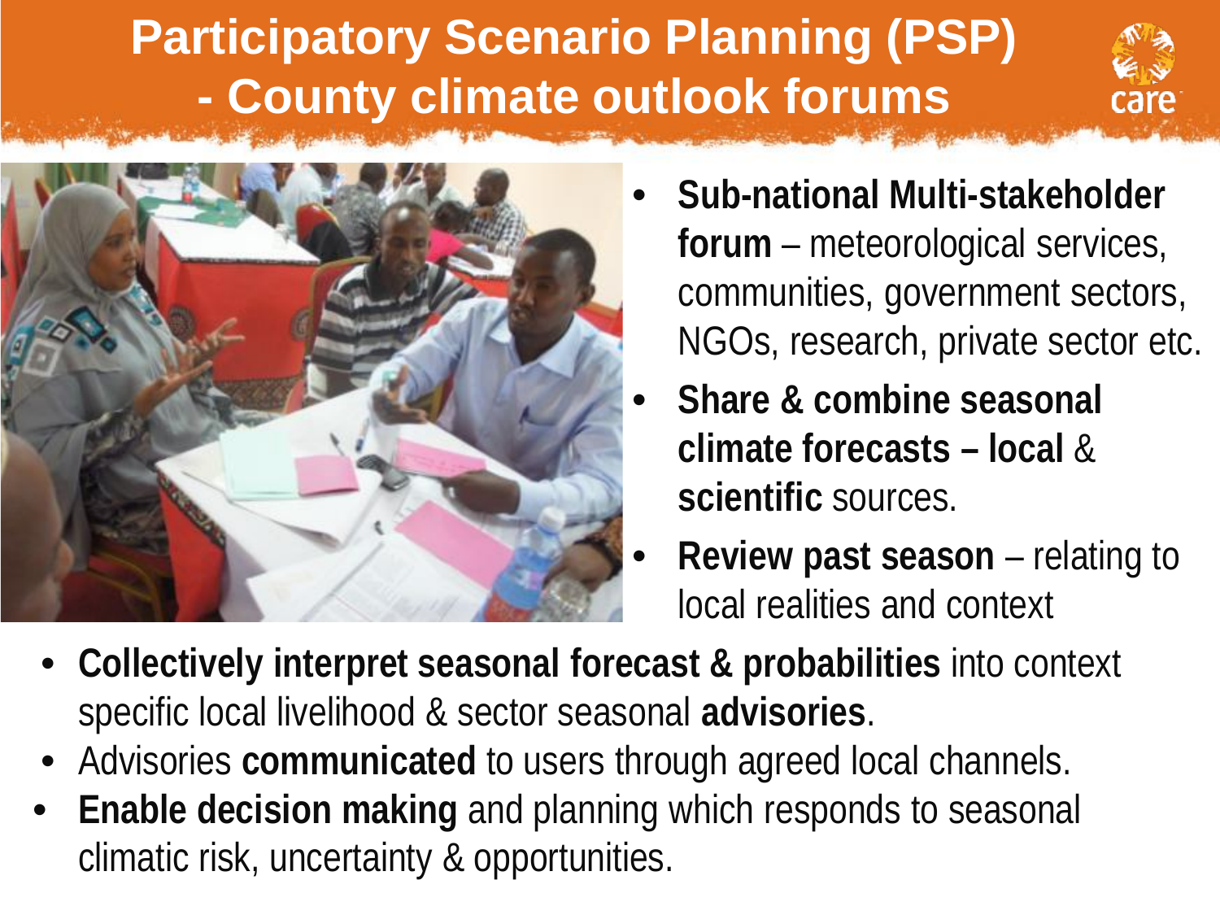# Participatory Scenario Planning (PSP) - County climate outlook forums

- **Sub-national Multi-stakeholder forum** – meteorological services, communities, government sectors, NGOs, research, private sector etc.
- **Share & combine seasonal climate forecasts – local** & **scientific** sources.
- **Review past season** – relating to local realities and context
- **Collectively interpret seasonal forecast & probabilities** into context specific local livelihood & sector seasonal **advisories**.
- Advisories **communicated** to users through agreed local channels.
- **Enable decision making** and planning which responds to seasonal climatic risk, uncertainty & opportunities.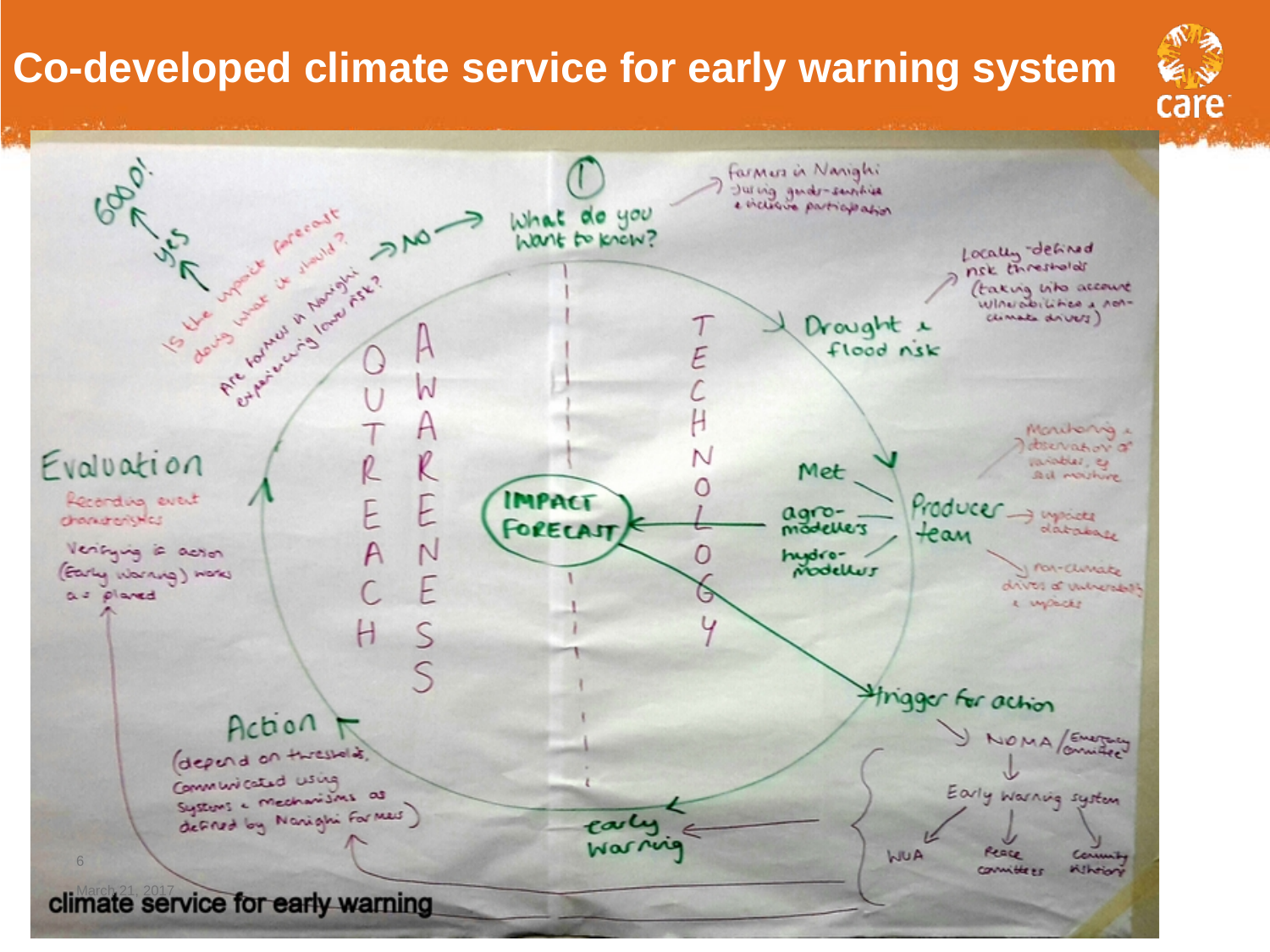# Co-developed climate service for early warning system

① What do you want to know?

Farmers in Nanighi – Jointly gender-sensitive & inclusive participation

Drought & flood risk

Locally-defined risk thresholds (taking into account vulnerabilities & non-climate drivers)

Monitoring & observation of variables, eg soil moisture

Met

agro-modellers

hydro-modellers

Producer team → update database

non-climate drivers of vulnerability & impacts

TECHNOLOGY

IMPACT FORECAST

AWARENESS

OUTREACH

Trigger for action

NDMA / Emergency committee

Early Warning system

WUA

Peace committees

Community institutions

early warning

Action (depend on thresholds, communicated using systems & mechanisms as defined by Nanighi Farmers)

Evaluation

Recording event characteristics

Verifying if action (Early warning) works as planned

Are farmers in Nanighi experiencing lower risk? → NO → What do you want to know?

Is the impact forecast doing what we should? → yes → GOOD!

climate service for early warning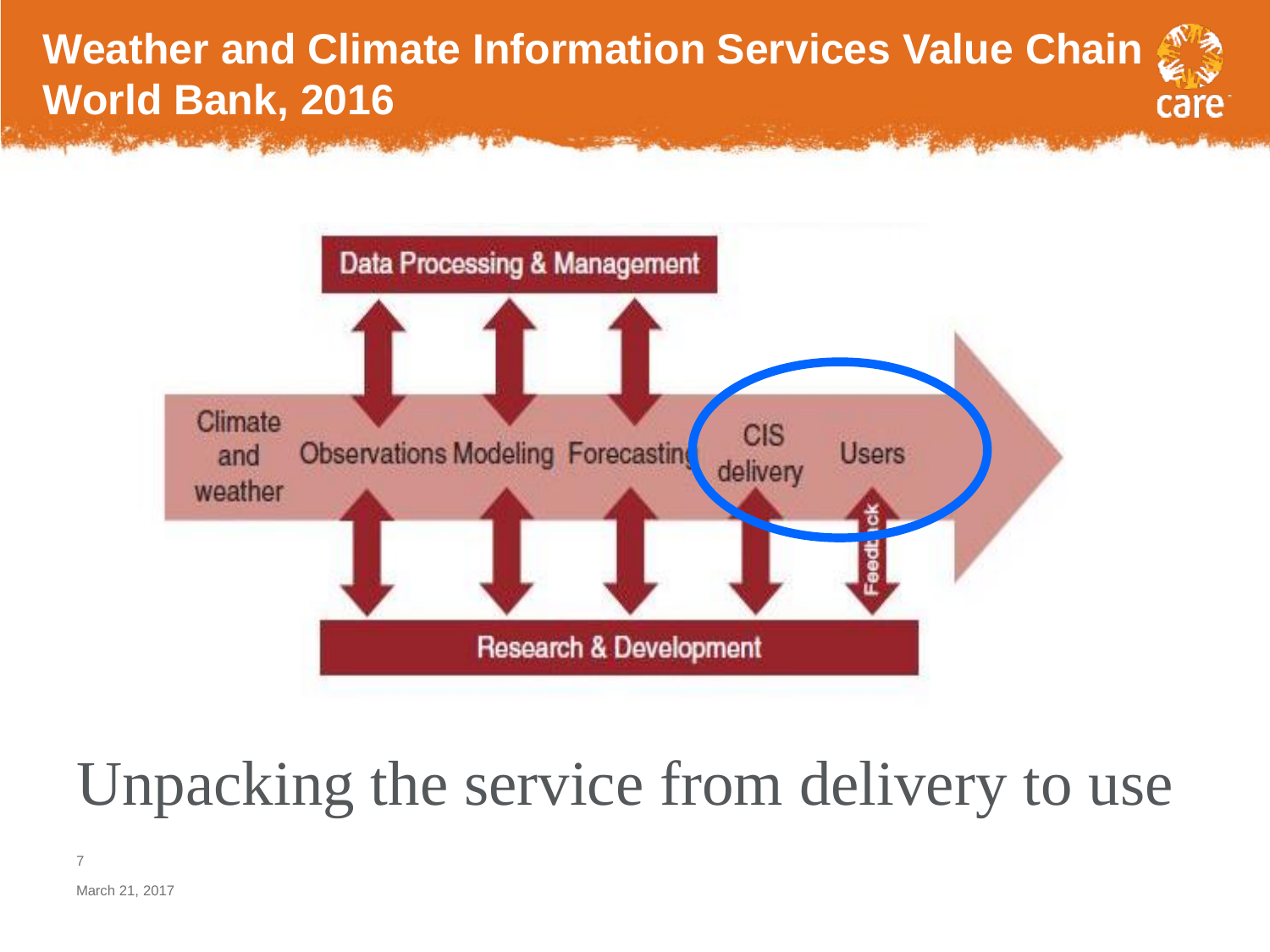# Weather and Climate Information Services Value Chain World Bank, 2016

Data Processing & Management

Climate and weather | Observations | Modeling | Forecasting | CIS delivery | Users

Feedback

Research & Development

Unpacking the service from delivery to use

March 21, 2017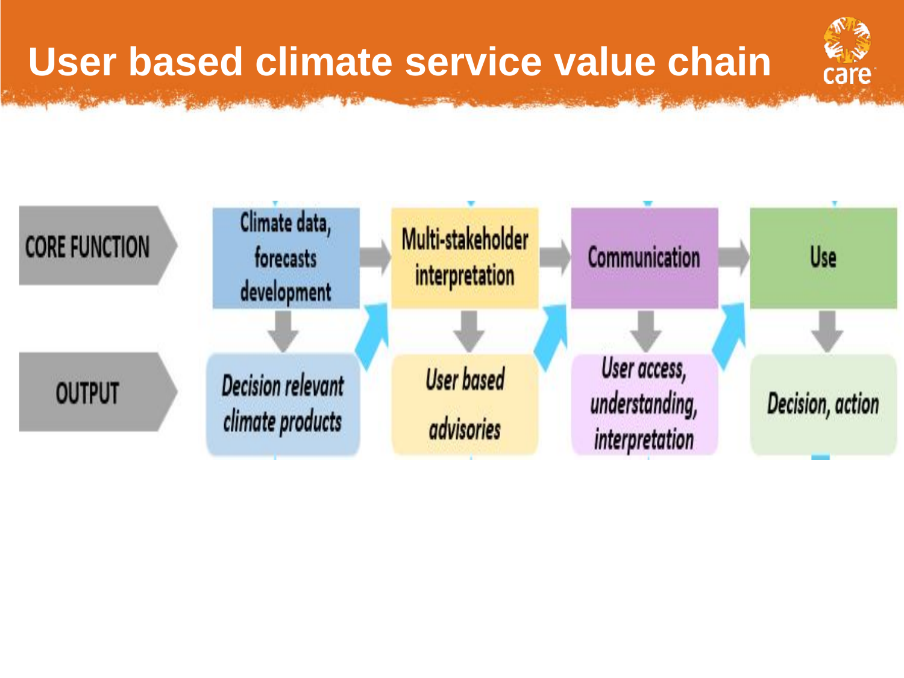# User based climate service value chain

| CORE FUNCTION | Climate data, forecasts development | Multi-stakeholder interpretation | Communication | Use |
| --- | --- | --- | --- | --- |
| OUTPUT | *Decision relevant climate products* | *User based advisories* | *User access, understanding, interpretation* | *Decision, action* |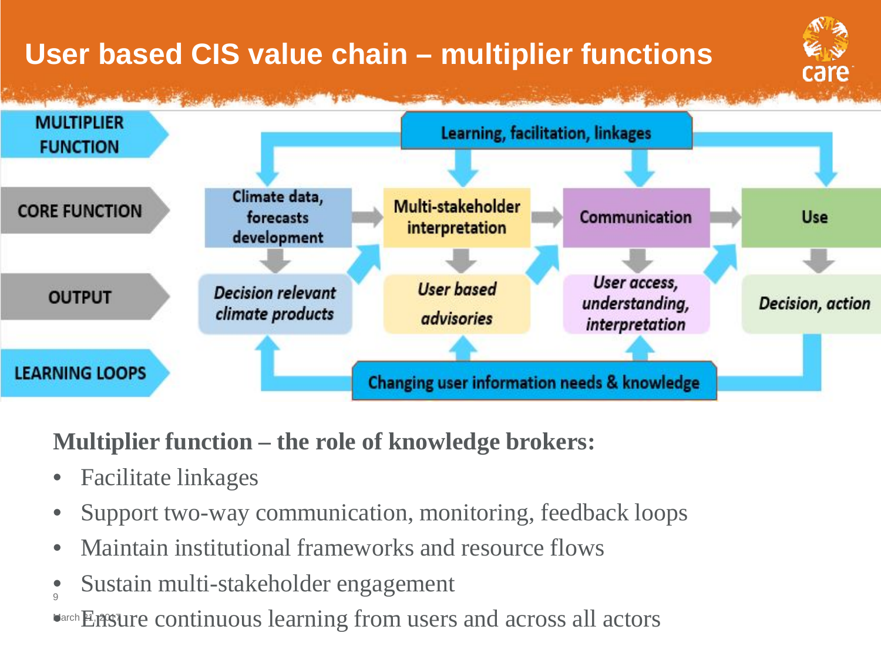# User based CIS value chain – multiplier functions

| | | | | |
|---|---|---|---|---|
| **MULTIPLIER FUNCTION** | Learning, facilitation, linkages | | | |
| **CORE FUNCTION** | Climate data, forecasts development | Multi-stakeholder interpretation | Communication | Use |
| **OUTPUT** | *Decision relevant climate products* | *User based advisories* | *User access, understanding, interpretation* | *Decision, action* |
| **LEARNING LOOPS** | Changing user information needs & knowledge | | | |

**Multiplier function – the role of knowledge brokers:**

- Facilitate linkages
- Support two-way communication, monitoring, feedback loops
- Maintain institutional frameworks and resource flows
- Sustain multi-stakeholder engagement
- Ensure continuous learning from users and across all actors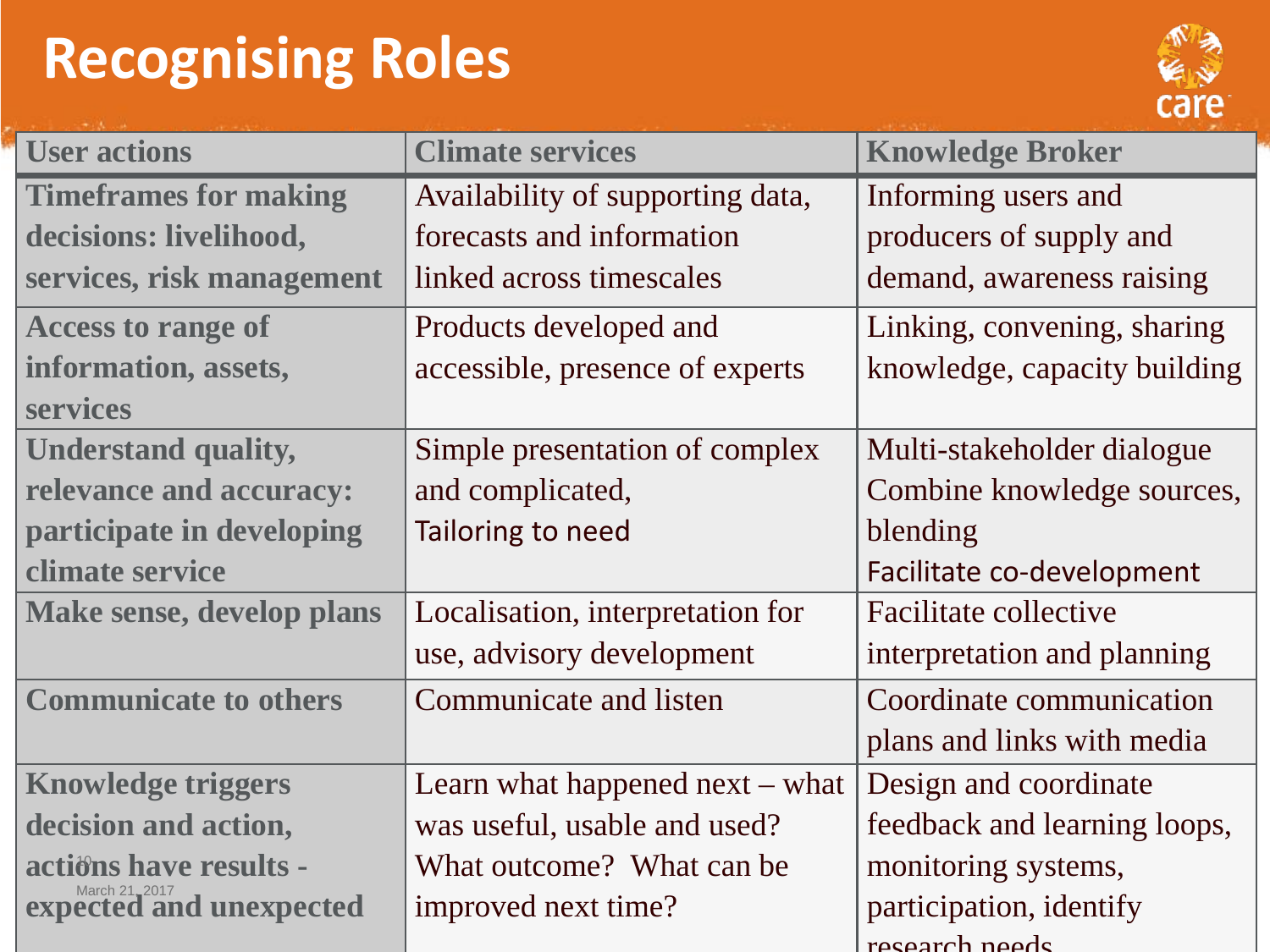# Recognising Roles

| User actions | Climate services | Knowledge Broker |
|---|---|---|
| Timeframes for making decisions: livelihood, services, risk management | Availability of supporting data, forecasts and information linked across timescales | Informing users and producers of supply and demand, awareness raising |
| Access to range of information, assets, services | Products developed and accessible, presence of experts | Linking, convening, sharing knowledge, capacity building |
| Understand quality, relevance and accuracy: participate in developing climate service | Simple presentation of complex and complicated, Tailoring to need | Multi-stakeholder dialogue Combine knowledge sources, blending Facilitate co-development |
| Make sense, develop plans | Localisation, interpretation for use, advisory development | Facilitate collective interpretation and planning |
| Communicate to others | Communicate and listen | Coordinate communication plans and links with media |
| Knowledge triggers decision and action, actions have results - expected and unexpected | Learn what happened next – what was useful, usable and used? What outcome? What can be improved next time? | Design and coordinate feedback and learning loops, monitoring systems, participation, identify research needs |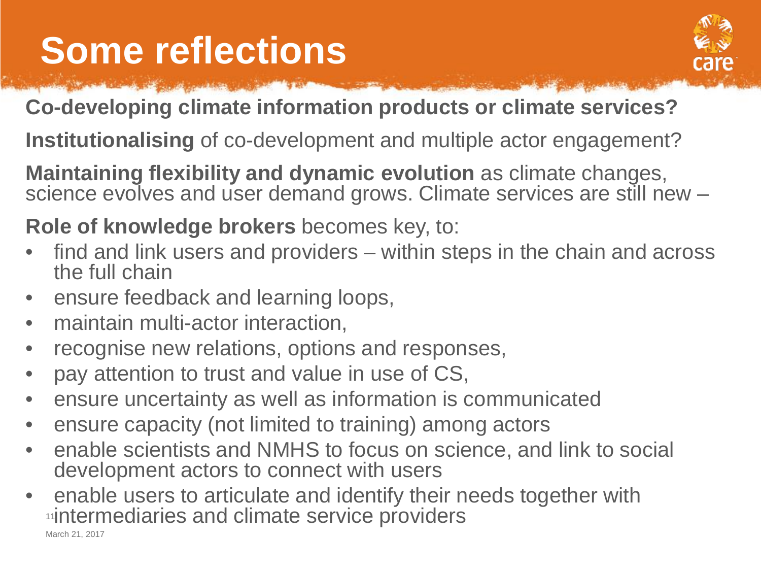# Some reflections

**Co-developing climate information products or climate services?**

**Institutionalising** of co-development and multiple actor engagement?

**Maintaining flexibility and dynamic evolution** as climate changes, science evolves and user demand grows. Climate services are still new –

**Role of knowledge brokers** becomes key, to:

- find and link users and providers – within steps in the chain and across the full chain
- ensure feedback and learning loops,
- maintain multi-actor interaction,
- recognise new relations, options and responses,
- pay attention to trust and value in use of CS,
- ensure uncertainty as well as information is communicated
- ensure capacity (not limited to training) among actors
- enable scientists and NMHS to focus on science, and link to social development actors to connect with users
- enable users to articulate and identify their needs together with intermediaries and climate service providers

March 21, 2017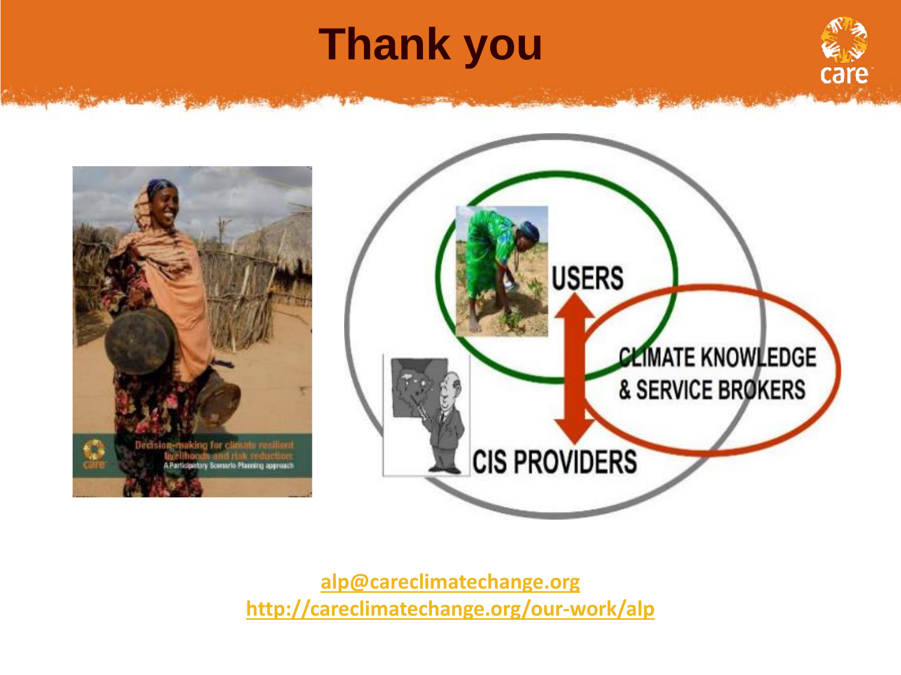# Thank you

USERS

CLIMATE KNOWLEDGE & SERVICE BROKERS

CIS PROVIDERS

Decision-making for climate resilient livelihoods and risk reduction: A Participatory Scenario Planning approach

alp@careclimatechange.org
http://careclimatechange.org/our-work/alp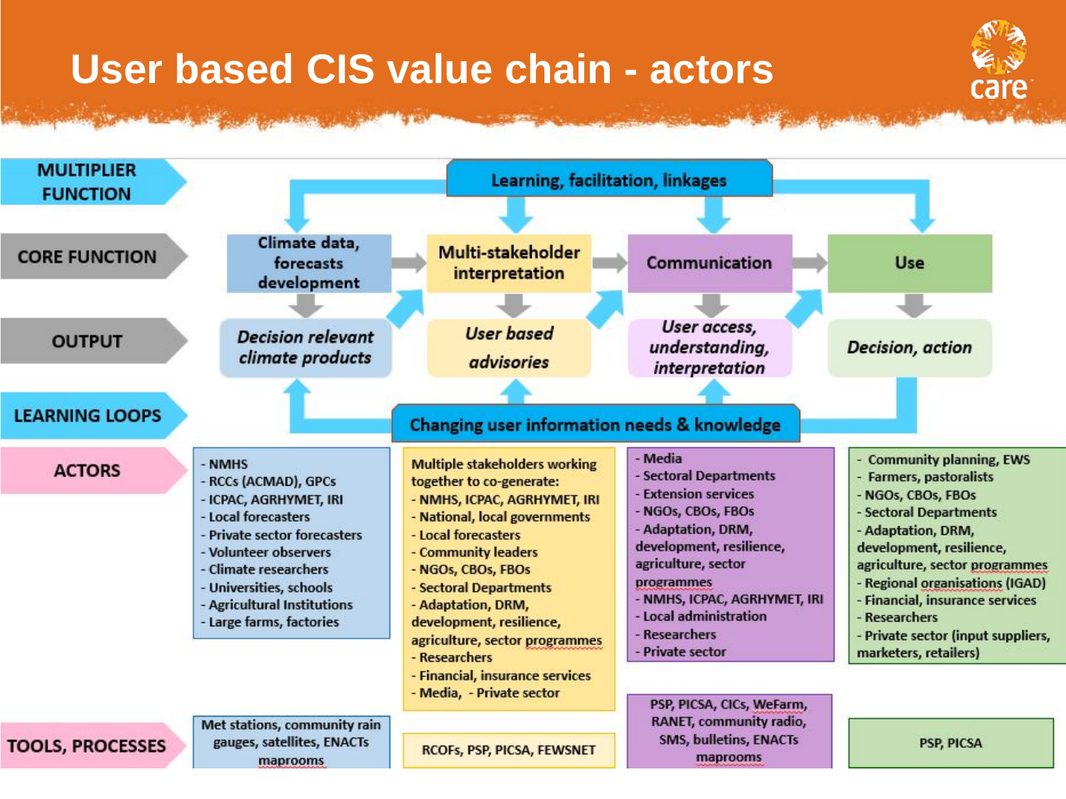# User based CIS value chain - actors

| | Climate data, forecasts development | Multi-stakeholder interpretation | Communication | Use |
|---|---|---|---|---|
| **MULTIPLIER FUNCTION** | Learning, facilitation, linkages | | | |
| **CORE FUNCTION** | Climate data, forecasts development | Multi-stakeholder interpretation | Communication | Use |
| **OUTPUT** | *Decision relevant climate products* | *User based advisories* | *User access, understanding, interpretation* | *Decision, action* |
| **LEARNING LOOPS** | Changing user information needs & knowledge | | | |
| **ACTORS** | - NMHS<br>- RCCs (ACMAD), GPCs<br>- ICPAC, AGRHYMET, IRI<br>- Local forecasters<br>- Private sector forecasters<br>- Volunteer observers<br>- Climate researchers<br>- Universities, schools<br>- Agricultural Institutions<br>- Large farms, factories | Multiple stakeholders working together to co-generate:<br>- NMHS, ICPAC, AGRHYMET, IRI<br>- National, local governments<br>- Local forecasters<br>- Community leaders<br>- NGOs, CBOs, FBOs<br>- Sectoral Departments<br>- Adaptation, DRM, development, resilience, agriculture, sector programmes<br>- Researchers<br>- Financial, insurance services<br>- Media, - Private sector | - Media<br>- Sectoral Departments<br>- Extension services<br>- NGOs, CBOs, FBOs<br>- Adaptation, DRM, development, resilience, agriculture, sector programmes<br>- NMHS, ICPAC, AGRHYMET, IRI<br>- Local administration<br>- Researchers<br>- Private sector | - Community planning, EWS<br>- Farmers, pastoralists<br>- NGOs, CBOs, FBOs<br>- Sectoral Departments<br>- Adaptation, DRM, development, resilience, agriculture, sector programmes<br>- Regional organisations (IGAD)<br>- Financial, insurance services<br>- Researchers<br>- Private sector (input suppliers, marketers, retailers) |
| **TOOLS, PROCESSES** | Met stations, community rain gauges, satellites, ENACTs maprooms | RCOFs, PSP, PICSA, FEWSNET | PSP, PICSA, CICs, WeFarm, RANET, community radio, SMS, bulletins, ENACTs maprooms | PSP, PICSA |